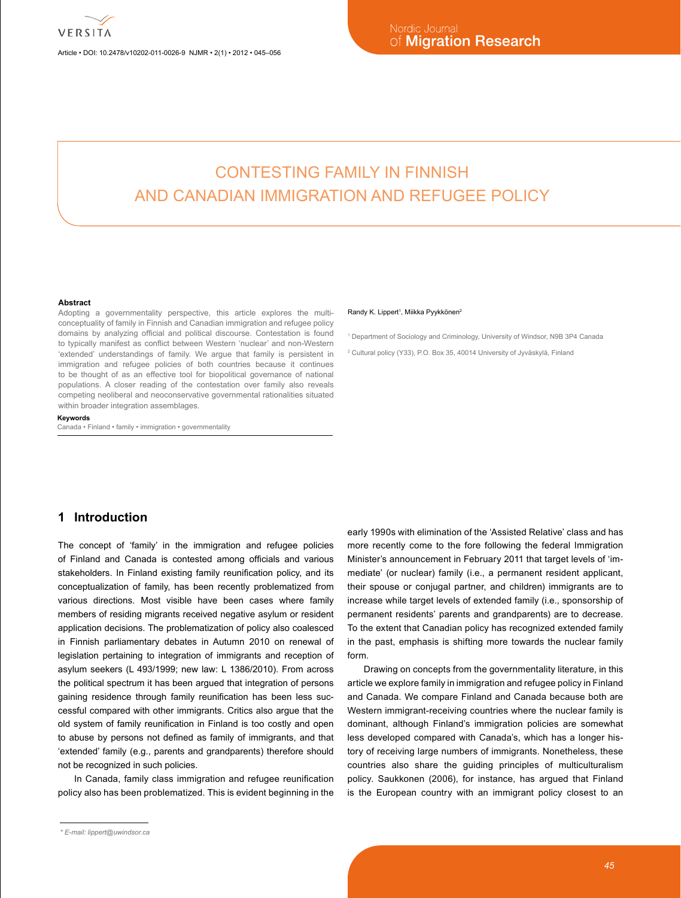# CONTESTING FAMILY IN FINNISH AND CANADIAN IMMIGRATION AND REFUGEE POLICY

Randy K. Lippert[1], Miikka Pyykkönen[2]

[1] Department of Sociology and Criminology, University of Windsor, N9B 3P4 Canada

[2] Cultural policy (Y33), P.O. Box 35, 40014 University of Jyväskylä, Finland

**Abstract**

Adopting a governmentality perspective, this article explores the multi-conceptuality of family in Finnish and Canadian immigration and refugee policy domains by analyzing official and political discourse. Contestation is found to typically manifest as conflict between Western 'nuclear' and non-Western 'extended' understandings of family. We argue that family is persistent in immigration and refugee policies of both countries because it continues to be thought of as an effective tool for biopolitical governance of national populations. A closer reading of the contestation over family also reveals competing neoliberal and neoconservative governmental rationalities situated within broader integration assemblages.

**Keywords**

Canada • Finland • family • immigration • governmentality

## 1 Introduction

The concept of 'family' in the immigration and refugee policies of Finland and Canada is contested among officials and various stakeholders. In Finland existing family reunification policy, and its conceptualization of family, has been recently problematized from various directions. Most visible have been cases where family members of residing migrants received negative asylum or resident application decisions. The problematization of policy also coalesced in Finnish parliamentary debates in Autumn 2010 on renewal of legislation pertaining to integration of immigrants and reception of asylum seekers (L 493/1999; new law: L 1386/2010). From across the political spectrum it has been argued that integration of persons gaining residence through family reunification has been less successful compared with other immigrants. Critics also argue that the old system of family reunification in Finland is too costly and open to abuse by persons not defined as family of immigrants, and that 'extended' family (e.g., parents and grandparents) therefore should not be recognized in such policies.

In Canada, family class immigration and refugee reunification policy also has been problematized. This is evident beginning in the early 1990s with elimination of the 'Assisted Relative' class and has more recently come to the fore following the federal Immigration Minister's announcement in February 2011 that target levels of 'immediate' (or nuclear) family (i.e., a permanent resident applicant, their spouse or conjugal partner, and children) immigrants are to increase while target levels of extended family (i.e., sponsorship of permanent residents' parents and grandparents) are to decrease. To the extent that Canadian policy has recognized extended family in the past, emphasis is shifting more towards the nuclear family form.

Drawing on concepts from the governmentality literature, in this article we explore family in immigration and refugee policy in Finland and Canada. We compare Finland and Canada because both are Western immigrant-receiving countries where the nuclear family is dominant, although Finland's immigration policies are somewhat less developed compared with Canada's, which has a longer history of receiving large numbers of immigrants. Nonetheless, these countries also share the guiding principles of multiculturalism policy. Saukkonen (2006), for instance, has argued that Finland is the European country with an immigrant policy closest to an

\* E-mail: lippert@uwindsor.ca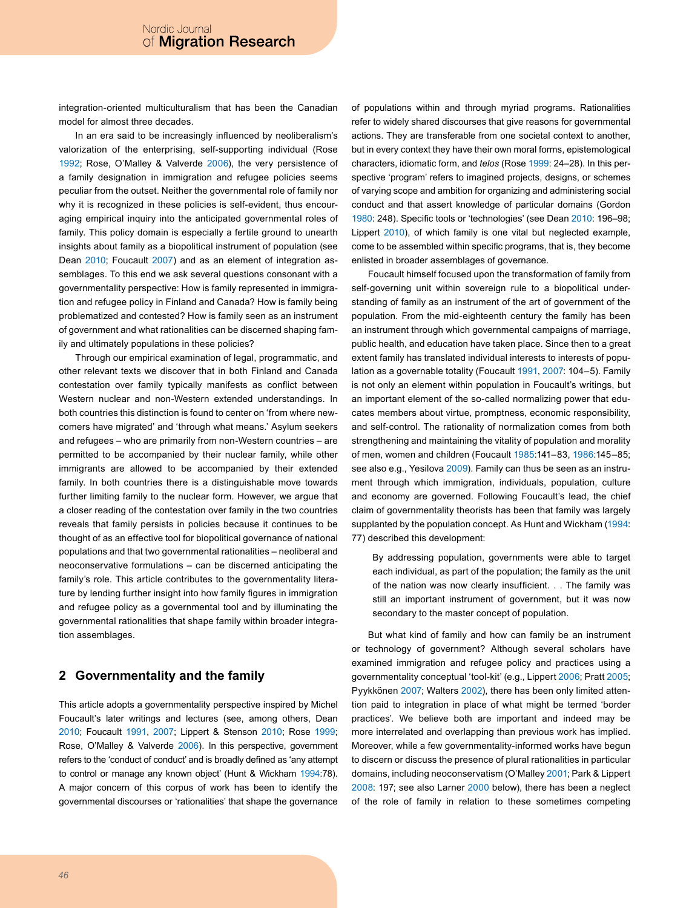integration-oriented multiculturalism that has been the Canadian model for almost three decades.

In an era said to be increasingly influenced by neoliberalism's valorization of the enterprising, self-supporting individual (Rose 1992; Rose, O'Malley & Valverde 2006), the very persistence of a family designation in immigration and refugee policies seems peculiar from the outset. Neither the governmental role of family nor why it is recognized in these policies is self-evident, thus encouraging empirical inquiry into the anticipated governmental roles of family. This policy domain is especially a fertile ground to unearth insights about family as a biopolitical instrument of population (see Dean 2010; Foucault 2007) and as an element of integration assemblages. To this end we ask several questions consonant with a governmentality perspective: How is family represented in immigration and refugee policy in Finland and Canada? How is family being problematized and contested? How is family seen as an instrument of government and what rationalities can be discerned shaping family and ultimately populations in these policies?

Through our empirical examination of legal, programmatic, and other relevant texts we discover that in both Finland and Canada contestation over family typically manifests as conflict between Western nuclear and non-Western extended understandings. In both countries this distinction is found to center on 'from where newcomers have migrated' and 'through what means.' Asylum seekers and refugees – who are primarily from non-Western countries – are permitted to be accompanied by their nuclear family, while other immigrants are allowed to be accompanied by their extended family. In both countries there is a distinguishable move towards further limiting family to the nuclear form. However, we argue that a closer reading of the contestation over family in the two countries reveals that family persists in policies because it continues to be thought of as an effective tool for biopolitical governance of national populations and that two governmental rationalities – neoliberal and neoconservative formulations – can be discerned anticipating the family's role. This article contributes to the governmentality literature by lending further insight into how family figures in immigration and refugee policy as a governmental tool and by illuminating the governmental rationalities that shape family within broader integration assemblages.

## 2 Governmentality and the family

This article adopts a governmentality perspective inspired by Michel Foucault's later writings and lectures (see, among others, Dean 2010; Foucault 1991, 2007; Lippert & Stenson 2010; Rose 1999; Rose, O'Malley & Valverde 2006). In this perspective, government refers to the 'conduct of conduct' and is broadly defined as 'any attempt to control or manage any known object' (Hunt & Wickham 1994:78). A major concern of this corpus of work has been to identify the governmental discourses or 'rationalities' that shape the governance of populations within and through myriad programs. Rationalities refer to widely shared discourses that give reasons for governmental actions. They are transferable from one societal context to another, but in every context they have their own moral forms, epistemological characters, idiomatic form, and *telos* (Rose 1999: 24–28). In this perspective 'program' refers to imagined projects, designs, or schemes of varying scope and ambition for organizing and administering social conduct and that assert knowledge of particular domains (Gordon 1980: 248). Specific tools or 'technologies' (see Dean 2010: 196–98; Lippert 2010), of which family is one vital but neglected example, come to be assembled within specific programs, that is, they become enlisted in broader assemblages of governance.

Foucault himself focused upon the transformation of family from self-governing unit within sovereign rule to a biopolitical understanding of family as an instrument of the art of government of the population. From the mid-eighteenth century the family has been an instrument through which governmental campaigns of marriage, public health, and education have taken place. Since then to a great extent family has translated individual interests to interests of population as a governable totality (Foucault 1991, 2007: 104–5). Family is not only an element within population in Foucault's writings, but an important element of the so-called normalizing power that educates members about virtue, promptness, economic responsibility, and self-control. The rationality of normalization comes from both strengthening and maintaining the vitality of population and morality of men, women and children (Foucault 1985:141–83, 1986:145–85; see also e.g., Yesilova 2009). Family can thus be seen as an instrument through which immigration, individuals, population, culture and economy are governed. Following Foucault's lead, the chief claim of governmentality theorists has been that family was largely supplanted by the population concept. As Hunt and Wickham (1994: 77) described this development:

> By addressing population, governments were able to target each individual, as part of the population; the family as the unit of the nation was now clearly insufficient. . . The family was still an important instrument of government, but it was now secondary to the master concept of population.

But what kind of family and how can family be an instrument or technology of government? Although several scholars have examined immigration and refugee policy and practices using a governmentality conceptual 'tool-kit' (e.g., Lippert 2006; Pratt 2005; Pyykkönen 2007; Walters 2002), there has been only limited attention paid to integration in place of what might be termed 'border practices'. We believe both are important and indeed may be more interrelated and overlapping than previous work has implied. Moreover, while a few governmentality-informed works have begun to discern or discuss the presence of plural rationalities in particular domains, including neoconservatism (O'Malley 2001; Park & Lippert 2008: 197; see also Larner 2000 below), there has been a neglect of the role of family in relation to these sometimes competing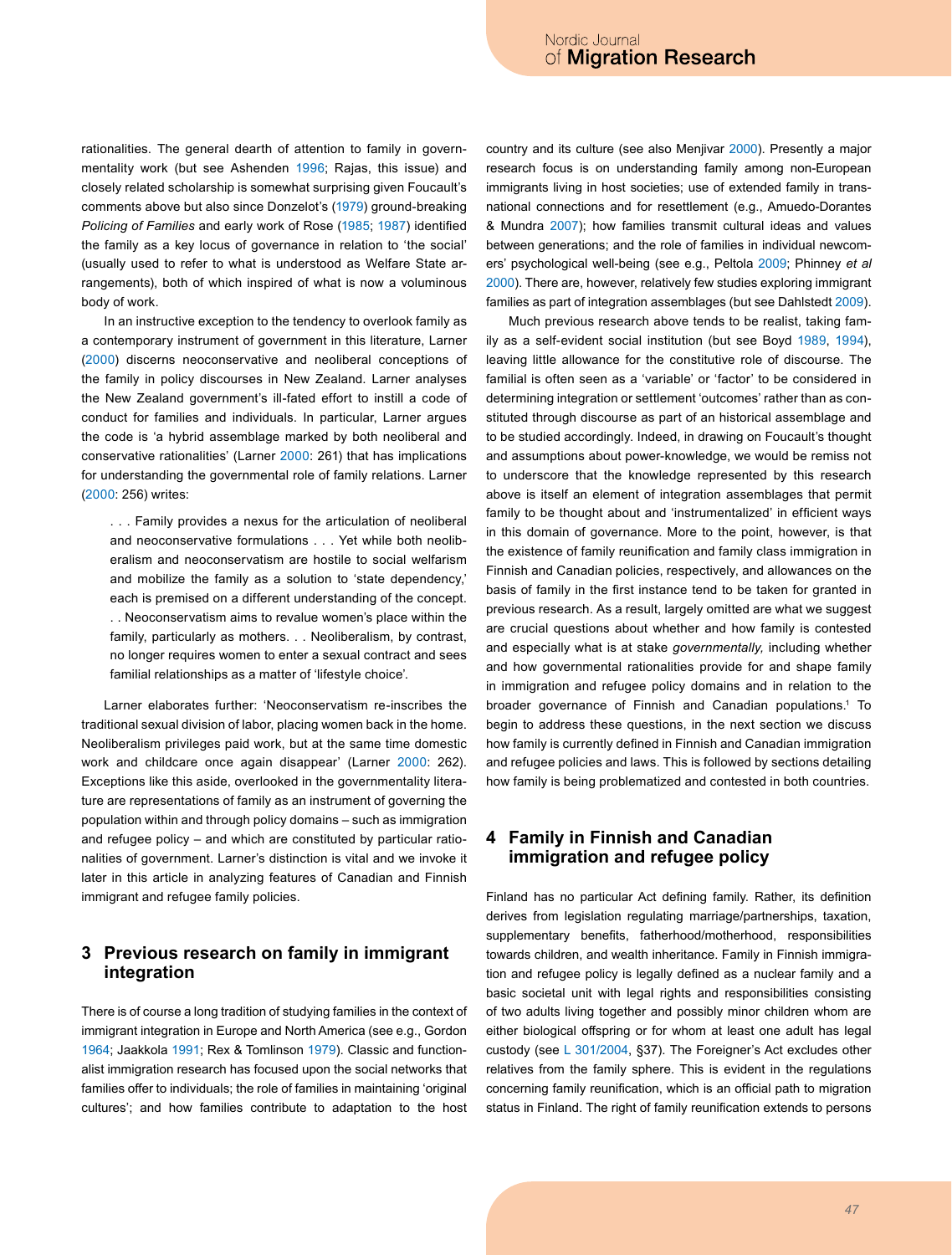rationalities. The general dearth of attention to family in governmentality work (but see Ashenden 1996; Rajas, this issue) and closely related scholarship is somewhat surprising given Foucault's comments above but also since Donzelot's (1979) ground-breaking *Policing of Families* and early work of Rose (1985; 1987) identified the family as a key locus of governance in relation to 'the social' (usually used to refer to what is understood as Welfare State arrangements), both of which inspired of what is now a voluminous body of work.

In an instructive exception to the tendency to overlook family as a contemporary instrument of government in this literature, Larner (2000) discerns neoconservative and neoliberal conceptions of the family in policy discourses in New Zealand. Larner analyses the New Zealand government's ill-fated effort to instill a code of conduct for families and individuals. In particular, Larner argues the code is 'a hybrid assemblage marked by both neoliberal and conservative rationalities' (Larner 2000: 261) that has implications for understanding the governmental role of family relations. Larner (2000: 256) writes:

> . . . Family provides a nexus for the articulation of neoliberal and neoconservative formulations . . . Yet while both neoliberalism and neoconservatism are hostile to social welfarism and mobilize the family as a solution to 'state dependency,' each is premised on a different understanding of the concept. . . Neoconservatism aims to revalue women's place within the family, particularly as mothers. . . Neoliberalism, by contrast, no longer requires women to enter a sexual contract and sees familial relationships as a matter of 'lifestyle choice'.

Larner elaborates further: 'Neoconservatism re-inscribes the traditional sexual division of labor, placing women back in the home. Neoliberalism privileges paid work, but at the same time domestic work and childcare once again disappear' (Larner 2000: 262). Exceptions like this aside, overlooked in the governmentality literature are representations of family as an instrument of governing the population within and through policy domains – such as immigration and refugee policy – and which are constituted by particular rationalities of government. Larner's distinction is vital and we invoke it later in this article in analyzing features of Canadian and Finnish immigrant and refugee family policies.

## 3 Previous research on family in immigrant integration

There is of course a long tradition of studying families in the context of immigrant integration in Europe and North America (see e.g., Gordon 1964; Jaakkola 1991; Rex & Tomlinson 1979). Classic and functionalist immigration research has focused upon the social networks that families offer to individuals; the role of families in maintaining 'original cultures'; and how families contribute to adaptation to the host country and its culture (see also Menjivar 2000). Presently a major research focus is on understanding family among non-European immigrants living in host societies; use of extended family in transnational connections and for resettlement (e.g., Amuedo-Dorantes & Mundra 2007); how families transmit cultural ideas and values between generations; and the role of families in individual newcomers' psychological well-being (see e.g., Peltola 2009; Phinney *et al* 2000). There are, however, relatively few studies exploring immigrant families as part of integration assemblages (but see Dahlstedt 2009).

Much previous research above tends to be realist, taking family as a self-evident social institution (but see Boyd 1989, 1994), leaving little allowance for the constitutive role of discourse. The familial is often seen as a 'variable' or 'factor' to be considered in determining integration or settlement 'outcomes' rather than as constituted through discourse as part of an historical assemblage and to be studied accordingly. Indeed, in drawing on Foucault's thought and assumptions about power-knowledge, we would be remiss not to underscore that the knowledge represented by this research above is itself an element of integration assemblages that permit family to be thought about and 'instrumentalized' in efficient ways in this domain of governance. More to the point, however, is that the existence of family reunification and family class immigration in Finnish and Canadian policies, respectively, and allowances on the basis of family in the first instance tend to be taken for granted in previous research. As a result, largely omitted are what we suggest are crucial questions about whether and how family is contested and especially what is at stake *governmentally,* including whether and how governmental rationalities provide for and shape family in immigration and refugee policy domains and in relation to the broader governance of Finnish and Canadian populations.[1] To begin to address these questions, in the next section we discuss how family is currently defined in Finnish and Canadian immigration and refugee policies and laws. This is followed by sections detailing how family is being problematized and contested in both countries.

## 4 Family in Finnish and Canadian immigration and refugee policy

Finland has no particular Act defining family. Rather, its definition derives from legislation regulating marriage/partnerships, taxation, supplementary benefits, fatherhood/motherhood, responsibilities towards children, and wealth inheritance. Family in Finnish immigration and refugee policy is legally defined as a nuclear family and a basic societal unit with legal rights and responsibilities consisting of two adults living together and possibly minor children whom are either biological offspring or for whom at least one adult has legal custody (see L 301/2004, §37). The Foreigner's Act excludes other relatives from the family sphere. This is evident in the regulations concerning family reunification, which is an official path to migration status in Finland. The right of family reunification extends to persons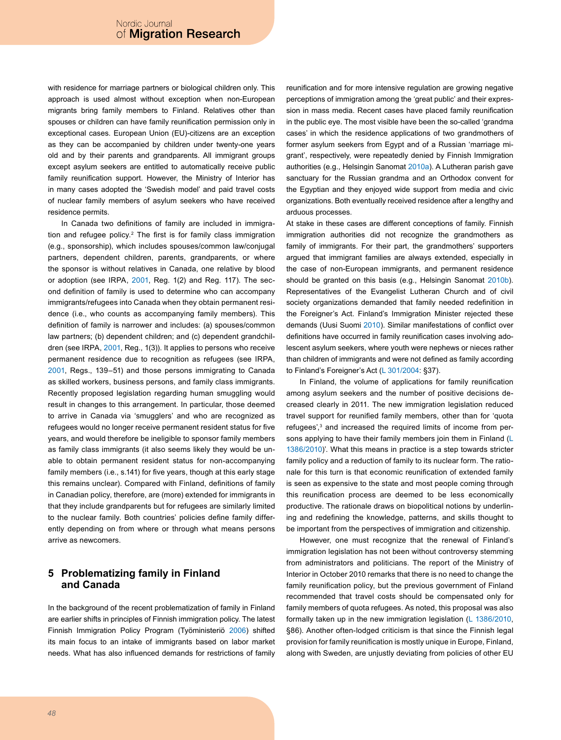with residence for marriage partners or biological children only. This approach is used almost without exception when non-European migrants bring family members to Finland. Relatives other than spouses or children can have family reunification permission only in exceptional cases. European Union (EU)-citizens are an exception as they can be accompanied by children under twenty-one years old and by their parents and grandparents. All immigrant groups except asylum seekers are entitled to automatically receive public family reunification support. However, the Ministry of Interior has in many cases adopted the 'Swedish model' and paid travel costs of nuclear family members of asylum seekers who have received residence permits.

In Canada two definitions of family are included in immigration and refugee policy.[2] The first is for family class immigration (e.g., sponsorship), which includes spouses/common law/conjugal partners, dependent children, parents, grandparents, or where the sponsor is without relatives in Canada, one relative by blood or adoption (see IRPA, 2001, Reg. 1(2) and Reg. 117). The second definition of family is used to determine who can accompany immigrants/refugees into Canada when they obtain permanent residence (i.e., who counts as accompanying family members). This definition of family is narrower and includes: (a) spouses/common law partners; (b) dependent children; and (c) dependent grandchildren (see IRPA, 2001, Reg., 1(3)). It applies to persons who receive permanent residence due to recognition as refugees (see IRPA, 2001, Regs., 139–51) and those persons immigrating to Canada as skilled workers, business persons, and family class immigrants. Recently proposed legislation regarding human smuggling would result in changes to this arrangement. In particular, those deemed to arrive in Canada via 'smugglers' and who are recognized as refugees would no longer receive permanent resident status for five years, and would therefore be ineligible to sponsor family members as family class immigrants (it also seems likely they would be unable to obtain permanent resident status for non-accompanying family members (i.e., s.141) for five years, though at this early stage this remains unclear). Compared with Finland, definitions of family in Canadian policy, therefore, are (more) extended for immigrants in that they include grandparents but for refugees are similarly limited to the nuclear family. Both countries' policies define family differently depending on from where or through what means persons arrive as newcomers.

## 5 Problematizing family in Finland and Canada

In the background of the recent problematization of family in Finland are earlier shifts in principles of Finnish immigration policy. The latest Finnish Immigration Policy Program (Työministeriö 2006) shifted its main focus to an intake of immigrants based on labor market needs. What has also influenced demands for restrictions of family reunification and for more intensive regulation are growing negative perceptions of immigration among the 'great public' and their expression in mass media. Recent cases have placed family reunification in the public eye. The most visible have been the so-called 'grandma cases' in which the residence applications of two grandmothers of former asylum seekers from Egypt and of a Russian 'marriage migrant', respectively, were repeatedly denied by Finnish Immigration authorities (e.g., Helsingin Sanomat 2010a). A Lutheran parish gave sanctuary for the Russian grandma and an Orthodox convent for the Egyptian and they enjoyed wide support from media and civic organizations. Both eventually received residence after a lengthy and arduous processes.

At stake in these cases are different conceptions of family. Finnish immigration authorities did not recognize the grandmothers as family of immigrants. For their part, the grandmothers' supporters argued that immigrant families are always extended, especially in the case of non-European immigrants, and permanent residence should be granted on this basis (e.g., Helsingin Sanomat 2010b). Representatives of the Evangelist Lutheran Church and of civil society organizations demanded that family needed redefinition in the Foreigner's Act. Finland's Immigration Minister rejected these demands (Uusi Suomi 2010). Similar manifestations of conflict over definitions have occurred in family reunification cases involving adolescent asylum seekers, where youth were nephews or nieces rather than children of immigrants and were not defined as family according to Finland's Foreigner's Act (L 301/2004: §37).

In Finland, the volume of applications for family reunification among asylum seekers and the number of positive decisions decreased clearly in 2011. The new immigration legislation reduced travel support for reunified family members, other than for 'quota refugees',[3] and increased the required limits of income from persons applying to have their family members join them in Finland (L 1386/2010)'. What this means in practice is a step towards stricter family policy and a reduction of family to its nuclear form. The rationale for this turn is that economic reunification of extended family is seen as expensive to the state and most people coming through this reunification process are deemed to be less economically productive. The rationale draws on biopolitical notions by underlining and redefining the knowledge, patterns, and skills thought to be important from the perspectives of immigration and citizenship.

However, one must recognize that the renewal of Finland's immigration legislation has not been without controversy stemming from administrators and politicians. The report of the Ministry of Interior in October 2010 remarks that there is no need to change the family reunification policy, but the previous government of Finland recommended that travel costs should be compensated only for family members of quota refugees. As noted, this proposal was also formally taken up in the new immigration legislation (L 1386/2010, §86). Another often-lodged criticism is that since the Finnish legal provision for family reunification is mostly unique in Europe, Finland, along with Sweden, are unjustly deviating from policies of other EU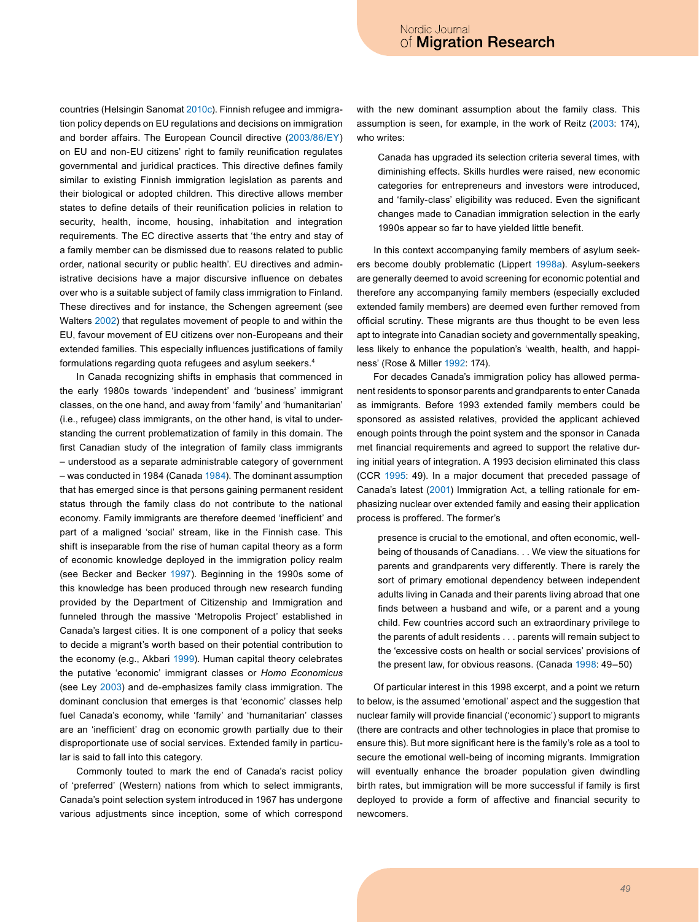countries (Helsingin Sanomat 2010c). Finnish refugee and immigration policy depends on EU regulations and decisions on immigration and border affairs. The European Council directive (2003/86/EY) on EU and non-EU citizens' right to family reunification regulates governmental and juridical practices. This directive defines family similar to existing Finnish immigration legislation as parents and their biological or adopted children. This directive allows member states to define details of their reunification policies in relation to security, health, income, housing, inhabitation and integration requirements. The EC directive asserts that 'the entry and stay of a family member can be dismissed due to reasons related to public order, national security or public health'. EU directives and administrative decisions have a major discursive influence on debates over who is a suitable subject of family class immigration to Finland. These directives and for instance, the Schengen agreement (see Walters 2002) that regulates movement of people to and within the EU, favour movement of EU citizens over non-Europeans and their extended families. This especially influences justifications of family formulations regarding quota refugees and asylum seekers.[4]

In Canada recognizing shifts in emphasis that commenced in the early 1980s towards 'independent' and 'business' immigrant classes, on the one hand, and away from 'family' and 'humanitarian' (i.e., refugee) class immigrants, on the other hand, is vital to understanding the current problematization of family in this domain. The first Canadian study of the integration of family class immigrants – understood as a separate administrable category of government – was conducted in 1984 (Canada 1984). The dominant assumption that has emerged since is that persons gaining permanent resident status through the family class do not contribute to the national economy. Family immigrants are therefore deemed 'inefficient' and part of a maligned 'social' stream, like in the Finnish case. This shift is inseparable from the rise of human capital theory as a form of economic knowledge deployed in the immigration policy realm (see Becker and Becker 1997). Beginning in the 1990s some of this knowledge has been produced through new research funding provided by the Department of Citizenship and Immigration and funneled through the massive 'Metropolis Project' established in Canada's largest cities. It is one component of a policy that seeks to decide a migrant's worth based on their potential contribution to the economy (e.g., Akbari 1999). Human capital theory celebrates the putative 'economic' immigrant classes or *Homo Economicus* (see Ley 2003) and de-emphasizes family class immigration. The dominant conclusion that emerges is that 'economic' classes help fuel Canada's economy, while 'family' and 'humanitarian' classes are an 'inefficient' drag on economic growth partially due to their disproportionate use of social services. Extended family in particular is said to fall into this category.

Commonly touted to mark the end of Canada's racist policy of 'preferred' (Western) nations from which to select immigrants, Canada's point selection system introduced in 1967 has undergone various adjustments since inception, some of which correspond with the new dominant assumption about the family class. This assumption is seen, for example, in the work of Reitz (2003: 174), who writes:

> Canada has upgraded its selection criteria several times, with diminishing effects. Skills hurdles were raised, new economic categories for entrepreneurs and investors were introduced, and 'family-class' eligibility was reduced. Even the significant changes made to Canadian immigration selection in the early 1990s appear so far to have yielded little benefit.

In this context accompanying family members of asylum seekers become doubly problematic (Lippert 1998a). Asylum-seekers are generally deemed to avoid screening for economic potential and therefore any accompanying family members (especially excluded extended family members) are deemed even further removed from official scrutiny. These migrants are thus thought to be even less apt to integrate into Canadian society and governmentally speaking, less likely to enhance the population's 'wealth, health, and happiness' (Rose & Miller 1992: 174).

For decades Canada's immigration policy has allowed permanent residents to sponsor parents and grandparents to enter Canada as immigrants. Before 1993 extended family members could be sponsored as assisted relatives, provided the applicant achieved enough points through the point system and the sponsor in Canada met financial requirements and agreed to support the relative during initial years of integration. A 1993 decision eliminated this class (CCR 1995: 49). In a major document that preceded passage of Canada's latest (2001) Immigration Act, a telling rationale for emphasizing nuclear over extended family and easing their application process is proffered. The former's

> presence is crucial to the emotional, and often economic, well-being of thousands of Canadians. . . We view the situations for parents and grandparents very differently. There is rarely the sort of primary emotional dependency between independent adults living in Canada and their parents living abroad that one finds between a husband and wife, or a parent and a young child. Few countries accord such an extraordinary privilege to the parents of adult residents . . . parents will remain subject to the 'excessive costs on health or social services' provisions of the present law, for obvious reasons. (Canada 1998: 49–50)

Of particular interest in this 1998 excerpt, and a point we return to below, is the assumed 'emotional' aspect and the suggestion that nuclear family will provide financial ('economic') support to migrants (there are contracts and other technologies in place that promise to ensure this). But more significant here is the family's role as a tool to secure the emotional well-being of incoming migrants. Immigration will eventually enhance the broader population given dwindling birth rates, but immigration will be more successful if family is first deployed to provide a form of affective and financial security to newcomers.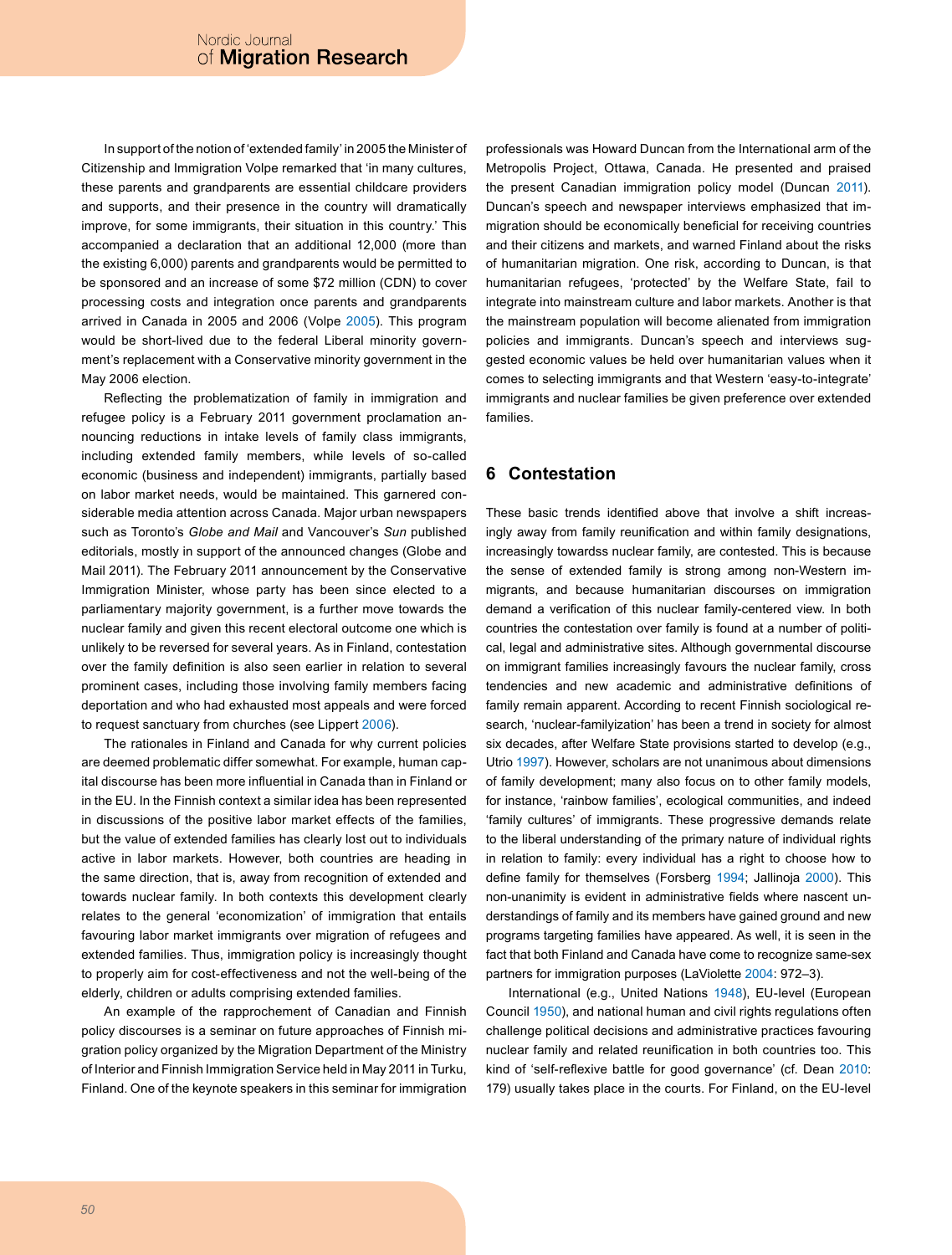In support of the notion of 'extended family' in 2005 the Minister of Citizenship and Immigration Volpe remarked that 'in many cultures, these parents and grandparents are essential childcare providers and supports, and their presence in the country will dramatically improve, for some immigrants, their situation in this country.' This accompanied a declaration that an additional 12,000 (more than the existing 6,000) parents and grandparents would be permitted to be sponsored and an increase of some $72 million (CDN) to cover processing costs and integration once parents and grandparents arrived in Canada in 2005 and 2006 (Volpe 2005). This program would be short-lived due to the federal Liberal minority government's replacement with a Conservative minority government in the May 2006 election.

Reflecting the problematization of family in immigration and refugee policy is a February 2011 government proclamation announcing reductions in intake levels of family class immigrants, including extended family members, while levels of so-called economic (business and independent) immigrants, partially based on labor market needs, would be maintained. This garnered considerable media attention across Canada. Major urban newspapers such as Toronto's *Globe and Mail* and Vancouver's *Sun* published editorials, mostly in support of the announced changes (Globe and Mail 2011). The February 2011 announcement by the Conservative Immigration Minister, whose party has been since elected to a parliamentary majority government, is a further move towards the nuclear family and given this recent electoral outcome one which is unlikely to be reversed for several years. As in Finland, contestation over the family definition is also seen earlier in relation to several prominent cases, including those involving family members facing deportation and who had exhausted most appeals and were forced to request sanctuary from churches (see Lippert 2006).

The rationales in Finland and Canada for why current policies are deemed problematic differ somewhat. For example, human capital discourse has been more influential in Canada than in Finland or in the EU. In the Finnish context a similar idea has been represented in discussions of the positive labor market effects of the families, but the value of extended families has clearly lost out to individuals active in labor markets. However, both countries are heading in the same direction, that is, away from recognition of extended and towards nuclear family. In both contexts this development clearly relates to the general 'economization' of immigration that entails favouring labor market immigrants over migration of refugees and extended families. Thus, immigration policy is increasingly thought to properly aim for cost-effectiveness and not the well-being of the elderly, children or adults comprising extended families.

An example of the rapprochement of Canadian and Finnish policy discourses is a seminar on future approaches of Finnish migration policy organized by the Migration Department of the Ministry of Interior and Finnish Immigration Service held in May 2011 in Turku, Finland. One of the keynote speakers in this seminar for immigration professionals was Howard Duncan from the International arm of the Metropolis Project, Ottawa, Canada. He presented and praised the present Canadian immigration policy model (Duncan 2011). Duncan's speech and newspaper interviews emphasized that immigration should be economically beneficial for receiving countries and their citizens and markets, and warned Finland about the risks of humanitarian migration. One risk, according to Duncan, is that humanitarian refugees, 'protected' by the Welfare State, fail to integrate into mainstream culture and labor markets. Another is that the mainstream population will become alienated from immigration policies and immigrants. Duncan's speech and interviews suggested economic values be held over humanitarian values when it comes to selecting immigrants and that Western 'easy-to-integrate' immigrants and nuclear families be given preference over extended families.

## 6 Contestation

These basic trends identified above that involve a shift increasingly away from family reunification and within family designations, increasingly towardss nuclear family, are contested. This is because the sense of extended family is strong among non-Western immigrants, and because humanitarian discourses on immigration demand a verification of this nuclear family-centered view. In both countries the contestation over family is found at a number of political, legal and administrative sites. Although governmental discourse on immigrant families increasingly favours the nuclear family, cross tendencies and new academic and administrative definitions of family remain apparent. According to recent Finnish sociological research, 'nuclear-familyization' has been a trend in society for almost six decades, after Welfare State provisions started to develop (e.g., Utrio 1997). However, scholars are not unanimous about dimensions of family development; many also focus on to other family models, for instance, 'rainbow families', ecological communities, and indeed 'family cultures' of immigrants. These progressive demands relate to the liberal understanding of the primary nature of individual rights in relation to family: every individual has a right to choose how to define family for themselves (Forsberg 1994; Jallinoja 2000). This non-unanimity is evident in administrative fields where nascent understandings of family and its members have gained ground and new programs targeting families have appeared. As well, it is seen in the fact that both Finland and Canada have come to recognize same-sex partners for immigration purposes (LaViolette 2004: 972–3).

International (e.g., United Nations 1948), EU-level (European Council 1950), and national human and civil rights regulations often challenge political decisions and administrative practices favouring nuclear family and related reunification in both countries too. This kind of 'self-reflexive battle for good governance' (cf. Dean 2010: 179) usually takes place in the courts. For Finland, on the EU-level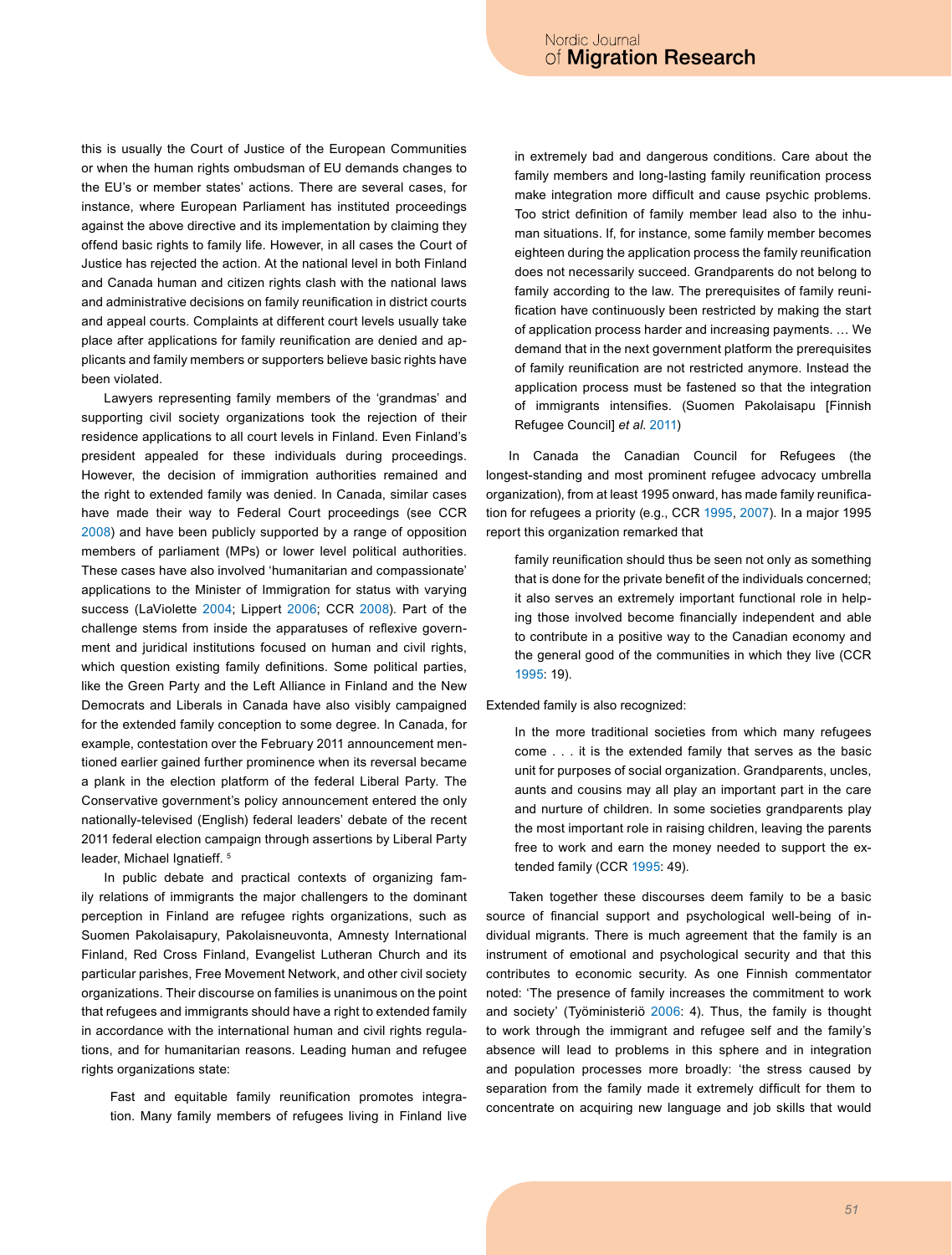this is usually the Court of Justice of the European Communities or when the human rights ombudsman of EU demands changes to the EU's or member states' actions. There are several cases, for instance, where European Parliament has instituted proceedings against the above directive and its implementation by claiming they offend basic rights to family life. However, in all cases the Court of Justice has rejected the action. At the national level in both Finland and Canada human and citizen rights clash with the national laws and administrative decisions on family reunification in district courts and appeal courts. Complaints at different court levels usually take place after applications for family reunification are denied and applicants and family members or supporters believe basic rights have been violated.

Lawyers representing family members of the 'grandmas' and supporting civil society organizations took the rejection of their residence applications to all court levels in Finland. Even Finland's president appealed for these individuals during proceedings. However, the decision of immigration authorities remained and the right to extended family was denied. In Canada, similar cases have made their way to Federal Court proceedings (see CCR 2008) and have been publicly supported by a range of opposition members of parliament (MPs) or lower level political authorities. These cases have also involved 'humanitarian and compassionate' applications to the Minister of Immigration for status with varying success (LaViolette 2004; Lippert 2006; CCR 2008). Part of the challenge stems from inside the apparatuses of reflexive government and juridical institutions focused on human and civil rights, which question existing family definitions. Some political parties, like the Green Party and the Left Alliance in Finland and the New Democrats and Liberals in Canada have also visibly campaigned for the extended family conception to some degree. In Canada, for example, contestation over the February 2011 announcement mentioned earlier gained further prominence when its reversal became a plank in the election platform of the federal Liberal Party. The Conservative government's policy announcement entered the only nationally-televised (English) federal leaders' debate of the recent 2011 federal election campaign through assertions by Liberal Party leader, Michael Ignatieff. [5]

In public debate and practical contexts of organizing family relations of immigrants the major challengers to the dominant perception in Finland are refugee rights organizations, such as Suomen Pakolaisapury, Pakolaisneuvonta, Amnesty International Finland, Red Cross Finland, Evangelist Lutheran Church and its particular parishes, Free Movement Network, and other civil society organizations. Their discourse on families is unanimous on the point that refugees and immigrants should have a right to extended family in accordance with the international human and civil rights regulations, and for humanitarian reasons. Leading human and refugee rights organizations state:

> Fast and equitable family reunification promotes integration. Many family members of refugees living in Finland live in extremely bad and dangerous conditions. Care about the family members and long-lasting family reunification process make integration more difficult and cause psychic problems. Too strict definition of family member lead also to the inhuman situations. If, for instance, some family member becomes eighteen during the application process the family reunification does not necessarily succeed. Grandparents do not belong to family according to the law. The prerequisites of family reunification have continuously been restricted by making the start of application process harder and increasing payments. … We demand that in the next government platform the prerequisites of family reunification are not restricted anymore. Instead the application process must be fastened so that the integration of immigrants intensifies. (Suomen Pakolaisapu [Finnish Refugee Council] *et al.* 2011)

In Canada the Canadian Council for Refugees (the longest-standing and most prominent refugee advocacy umbrella organization), from at least 1995 onward, has made family reunification for refugees a priority (e.g., CCR 1995, 2007). In a major 1995 report this organization remarked that

> family reunification should thus be seen not only as something that is done for the private benefit of the individuals concerned; it also serves an extremely important functional role in helping those involved become financially independent and able to contribute in a positive way to the Canadian economy and the general good of the communities in which they live (CCR 1995: 19).

Extended family is also recognized:

> In the more traditional societies from which many refugees come . . . it is the extended family that serves as the basic unit for purposes of social organization. Grandparents, uncles, aunts and cousins may all play an important part in the care and nurture of children. In some societies grandparents play the most important role in raising children, leaving the parents free to work and earn the money needed to support the extended family (CCR 1995: 49).

Taken together these discourses deem family to be a basic source of financial support and psychological well-being of individual migrants. There is much agreement that the family is an instrument of emotional and psychological security and that this contributes to economic security. As one Finnish commentator noted: 'The presence of family increases the commitment to work and society' (Työministeriö 2006: 4). Thus, the family is thought to work through the immigrant and refugee self and the family's absence will lead to problems in this sphere and in integration and population processes more broadly: 'the stress caused by separation from the family made it extremely difficult for them to concentrate on acquiring new language and job skills that would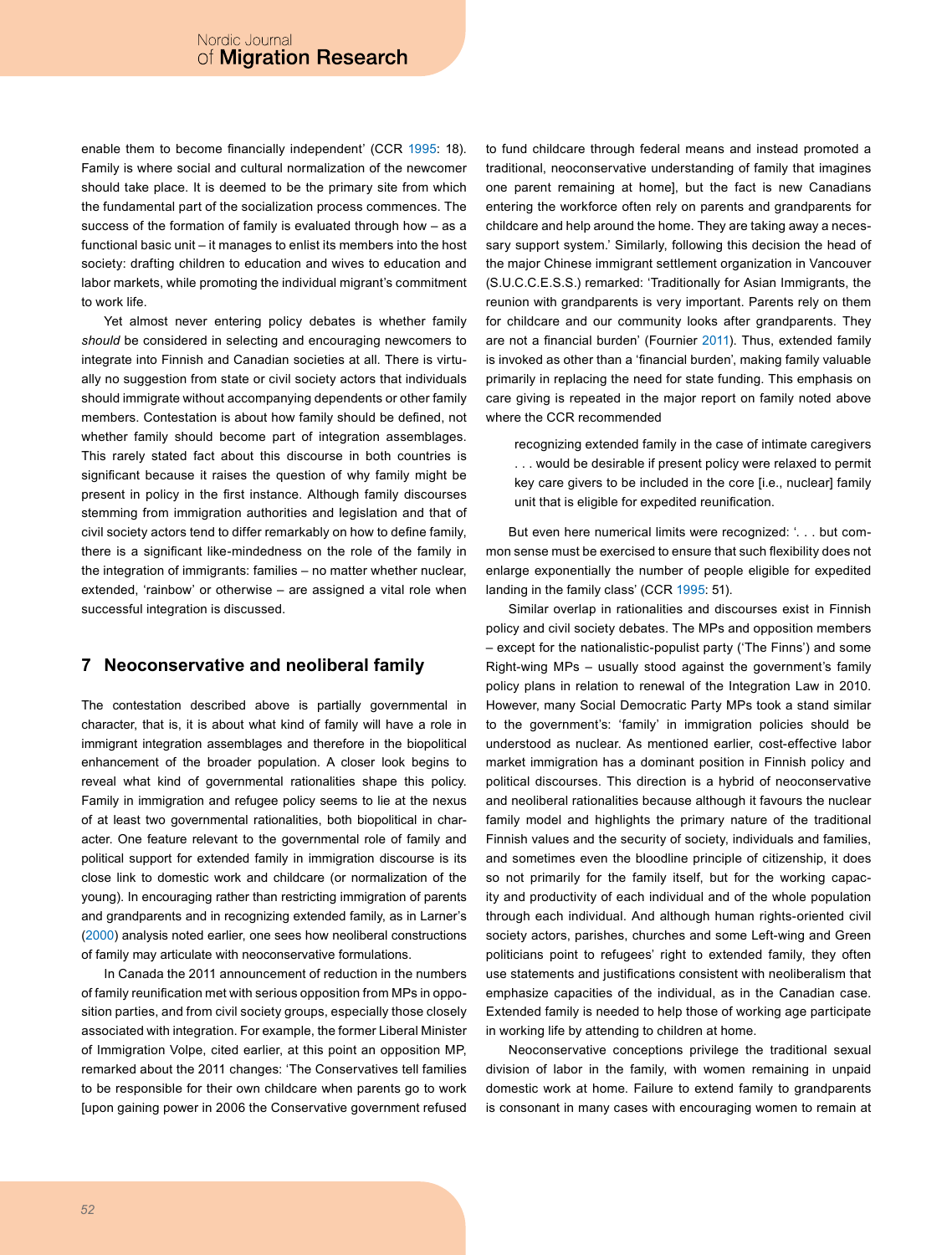enable them to become financially independent' (CCR 1995: 18). Family is where social and cultural normalization of the newcomer should take place. It is deemed to be the primary site from which the fundamental part of the socialization process commences. The success of the formation of family is evaluated through how – as a functional basic unit – it manages to enlist its members into the host society: drafting children to education and wives to education and labor markets, while promoting the individual migrant's commitment to work life.

Yet almost never entering policy debates is whether family *should* be considered in selecting and encouraging newcomers to integrate into Finnish and Canadian societies at all. There is virtually no suggestion from state or civil society actors that individuals should immigrate without accompanying dependents or other family members. Contestation is about how family should be defined, not whether family should become part of integration assemblages. This rarely stated fact about this discourse in both countries is significant because it raises the question of why family might be present in policy in the first instance. Although family discourses stemming from immigration authorities and legislation and that of civil society actors tend to differ remarkably on how to define family, there is a significant like-mindedness on the role of the family in the integration of immigrants: families – no matter whether nuclear, extended, 'rainbow' or otherwise – are assigned a vital role when successful integration is discussed.

## 7 Neoconservative and neoliberal family

The contestation described above is partially governmental in character, that is, it is about what kind of family will have a role in immigrant integration assemblages and therefore in the biopolitical enhancement of the broader population. A closer look begins to reveal what kind of governmental rationalities shape this policy. Family in immigration and refugee policy seems to lie at the nexus of at least two governmental rationalities, both biopolitical in character. One feature relevant to the governmental role of family and political support for extended family in immigration discourse is its close link to domestic work and childcare (or normalization of the young). In encouraging rather than restricting immigration of parents and grandparents and in recognizing extended family, as in Larner's (2000) analysis noted earlier, one sees how neoliberal constructions of family may articulate with neoconservative formulations.

In Canada the 2011 announcement of reduction in the numbers of family reunification met with serious opposition from MPs in opposition parties, and from civil society groups, especially those closely associated with integration. For example, the former Liberal Minister of Immigration Volpe, cited earlier, at this point an opposition MP, remarked about the 2011 changes: 'The Conservatives tell families to be responsible for their own childcare when parents go to work [upon gaining power in 2006 the Conservative government refused to fund childcare through federal means and instead promoted a traditional, neoconservative understanding of family that imagines one parent remaining at home], but the fact is new Canadians entering the workforce often rely on parents and grandparents for childcare and help around the home. They are taking away a necessary support system.' Similarly, following this decision the head of the major Chinese immigrant settlement organization in Vancouver (S.U.C.C.E.S.S.) remarked: 'Traditionally for Asian Immigrants, the reunion with grandparents is very important. Parents rely on them for childcare and our community looks after grandparents. They are not a financial burden' (Fournier 2011). Thus, extended family is invoked as other than a 'financial burden', making family valuable primarily in replacing the need for state funding. This emphasis on care giving is repeated in the major report on family noted above where the CCR recommended

> recognizing extended family in the case of intimate caregivers . . . would be desirable if present policy were relaxed to permit key care givers to be included in the core [i.e., nuclear] family unit that is eligible for expedited reunification.

But even here numerical limits were recognized: '. . . but common sense must be exercised to ensure that such flexibility does not enlarge exponentially the number of people eligible for expedited landing in the family class' (CCR 1995: 51).

Similar overlap in rationalities and discourses exist in Finnish policy and civil society debates. The MPs and opposition members – except for the nationalistic-populist party ('The Finns') and some Right-wing MPs – usually stood against the government's family policy plans in relation to renewal of the Integration Law in 2010. However, many Social Democratic Party MPs took a stand similar to the government's: 'family' in immigration policies should be understood as nuclear. As mentioned earlier, cost-effective labor market immigration has a dominant position in Finnish policy and political discourses. This direction is a hybrid of neoconservative and neoliberal rationalities because although it favours the nuclear family model and highlights the primary nature of the traditional Finnish values and the security of society, individuals and families, and sometimes even the bloodline principle of citizenship, it does so not primarily for the family itself, but for the working capacity and productivity of each individual and of the whole population through each individual. And although human rights-oriented civil society actors, parishes, churches and some Left-wing and Green politicians point to refugees' right to extended family, they often use statements and justifications consistent with neoliberalism that emphasize capacities of the individual, as in the Canadian case. Extended family is needed to help those of working age participate in working life by attending to children at home.

Neoconservative conceptions privilege the traditional sexual division of labor in the family, with women remaining in unpaid domestic work at home. Failure to extend family to grandparents is consonant in many cases with encouraging women to remain at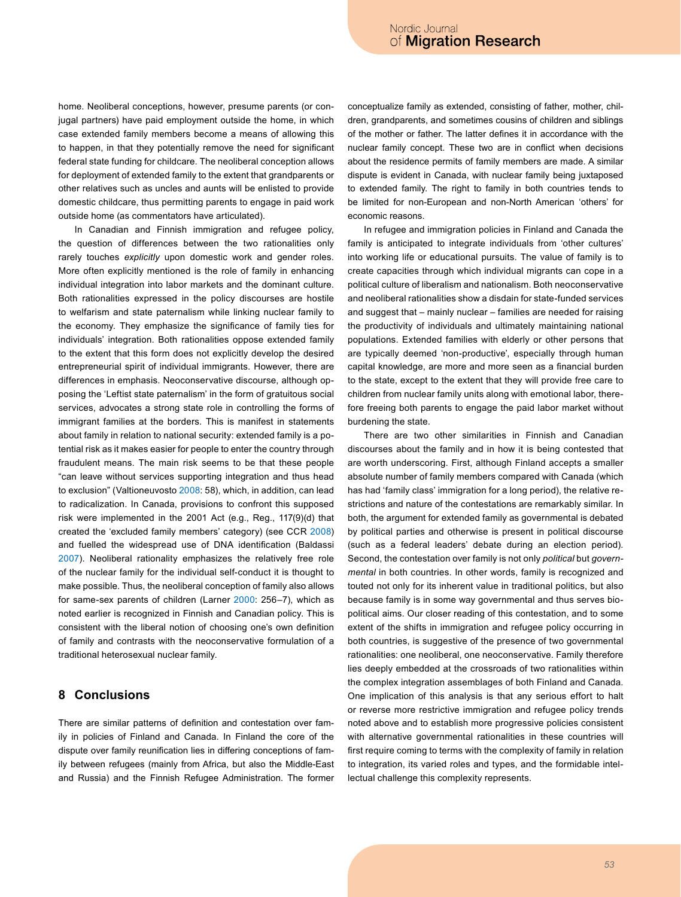home. Neoliberal conceptions, however, presume parents (or conjugal partners) have paid employment outside the home, in which case extended family members become a means of allowing this to happen, in that they potentially remove the need for significant federal state funding for childcare. The neoliberal conception allows for deployment of extended family to the extent that grandparents or other relatives such as uncles and aunts will be enlisted to provide domestic childcare, thus permitting parents to engage in paid work outside home (as commentators have articulated).

In Canadian and Finnish immigration and refugee policy, the question of differences between the two rationalities only rarely touches *explicitly* upon domestic work and gender roles. More often explicitly mentioned is the role of family in enhancing individual integration into labor markets and the dominant culture. Both rationalities expressed in the policy discourses are hostile to welfarism and state paternalism while linking nuclear family to the economy. They emphasize the significance of family ties for individuals' integration. Both rationalities oppose extended family to the extent that this form does not explicitly develop the desired entrepreneurial spirit of individual immigrants. However, there are differences in emphasis. Neoconservative discourse, although opposing the 'Leftist state paternalism' in the form of gratuitous social services, advocates a strong state role in controlling the forms of immigrant families at the borders. This is manifest in statements about family in relation to national security: extended family is a potential risk as it makes easier for people to enter the country through fraudulent means. The main risk seems to be that these people "can leave without services supporting integration and thus head to exclusion" (Valtioneuvosto 2008: 58), which, in addition, can lead to radicalization. In Canada, provisions to confront this supposed risk were implemented in the 2001 Act (e.g., Reg., 117(9)(d) that created the 'excluded family members' category) (see CCR 2008) and fuelled the widespread use of DNA identification (Baldassi 2007). Neoliberal rationality emphasizes the relatively free role of the nuclear family for the individual self-conduct it is thought to make possible. Thus, the neoliberal conception of family also allows for same-sex parents of children (Larner 2000: 256–7), which as noted earlier is recognized in Finnish and Canadian policy. This is consistent with the liberal notion of choosing one's own definition of family and contrasts with the neoconservative formulation of a traditional heterosexual nuclear family.

## 8 Conclusions

There are similar patterns of definition and contestation over family in policies of Finland and Canada. In Finland the core of the dispute over family reunification lies in differing conceptions of family between refugees (mainly from Africa, but also the Middle-East and Russia) and the Finnish Refugee Administration. The former conceptualize family as extended, consisting of father, mother, children, grandparents, and sometimes cousins of children and siblings of the mother or father. The latter defines it in accordance with the nuclear family concept. These two are in conflict when decisions about the residence permits of family members are made. A similar dispute is evident in Canada, with nuclear family being juxtaposed to extended family. The right to family in both countries tends to be limited for non-European and non-North American 'others' for economic reasons.

In refugee and immigration policies in Finland and Canada the family is anticipated to integrate individuals from 'other cultures' into working life or educational pursuits. The value of family is to create capacities through which individual migrants can cope in a political culture of liberalism and nationalism. Both neoconservative and neoliberal rationalities show a disdain for state-funded services and suggest that – mainly nuclear – families are needed for raising the productivity of individuals and ultimately maintaining national populations. Extended families with elderly or other persons that are typically deemed 'non-productive', especially through human capital knowledge, are more and more seen as a financial burden to the state, except to the extent that they will provide free care to children from nuclear family units along with emotional labor, therefore freeing both parents to engage the paid labor market without burdening the state.

There are two other similarities in Finnish and Canadian discourses about the family and in how it is being contested that are worth underscoring. First, although Finland accepts a smaller absolute number of family members compared with Canada (which has had 'family class' immigration for a long period), the relative restrictions and nature of the contestations are remarkably similar. In both, the argument for extended family as governmental is debated by political parties and otherwise is present in political discourse (such as a federal leaders' debate during an election period). Second, the contestation over family is not only *political* but *governmental* in both countries. In other words, family is recognized and touted not only for its inherent value in traditional politics, but also because family is in some way governmental and thus serves biopolitical aims. Our closer reading of this contestation, and to some extent of the shifts in immigration and refugee policy occurring in both countries, is suggestive of the presence of two governmental rationalities: one neoliberal, one neoconservative. Family therefore lies deeply embedded at the crossroads of two rationalities within the complex integration assemblages of both Finland and Canada. One implication of this analysis is that any serious effort to halt or reverse more restrictive immigration and refugee policy trends noted above and to establish more progressive policies consistent with alternative governmental rationalities in these countries will first require coming to terms with the complexity of family in relation to integration, its varied roles and types, and the formidable intellectual challenge this complexity represents.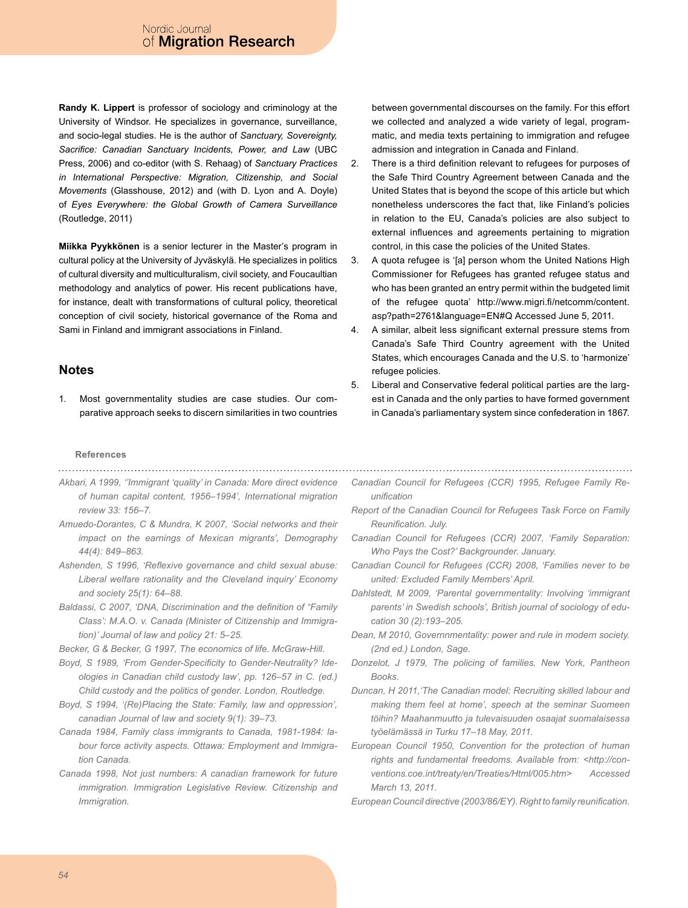**Randy K. Lippert** is professor of sociology and criminology at the University of Windsor. He specializes in governance, surveillance, and socio-legal studies. He is the author of *Sanctuary, Sovereignty, Sacrifice: Canadian Sanctuary Incidents, Power, and Law* (UBC Press, 2006) and co-editor (with S. Rehaag) of *Sanctuary Practices in International Perspective: Migration, Citizenship, and Social Movements* (Glasshouse, 2012) and (with D. Lyon and A. Doyle) of *Eyes Everywhere: the Global Growth of Camera Surveillance* (Routledge, 2011)

**Miikka Pyykkönen** is a senior lecturer in the Master's program in cultural policy at the University of Jyväskylä. He specializes in politics of cultural diversity and multiculturalism, civil society, and Foucaultian methodology and analytics of power. His recent publications have, for instance, dealt with transformations of cultural policy, theoretical conception of civil society, historical governance of the Roma and Sami in Finland and immigrant associations in Finland.

## Notes

1. Most governmentality studies are case studies. Our comparative approach seeks to discern similarities in two countries between governmental discourses on the family. For this effort we collected and analyzed a wide variety of legal, programmatic, and media texts pertaining to immigration and refugee admission and integration in Canada and Finland.
2. There is a third definition relevant to refugees for purposes of the Safe Third Country Agreement between Canada and the United States that is beyond the scope of this article but which nonetheless underscores the fact that, like Finland's policies in relation to the EU, Canada's policies are also subject to external influences and agreements pertaining to migration control, in this case the policies of the United States.
3. A quota refugee is '[a] person whom the United Nations High Commissioner for Refugees has granted refugee status and who has been granted an entry permit within the budgeted limit of the refugee quota' http://www.migri.fi/netcomm/content.asp?path=2761&language=EN#Q Accessed June 5, 2011.
4. A similar, albeit less significant external pressure stems from Canada's Safe Third Country agreement with the United States, which encourages Canada and the U.S. to 'harmonize' refugee policies.
5. Liberal and Conservative federal political parties are the largest in Canada and the only parties to have formed government in Canada's parliamentary system since confederation in 1867.

### References

*Akbari, A 1999, ''Immigrant 'quality' in Canada: More direct evidence of human capital content, 1956–1994', International migration review 33: 156–7.*

*Amuedo-Dorantes, C & Mundra, K 2007, 'Social networks and their impact on the earnings of Mexican migrants', Demography 44(4): 849–863.*

*Ashenden, S 1996, 'Reflexive governance and child sexual abuse: Liberal welfare rationality and the Cleveland inquiry' Economy and society 25(1): 64–88.*

*Baldassi, C 2007, 'DNA, Discrimination and the definition of "Family Class': M.A.O. v. Canada (Minister of Citizenship and Immigration)' Journal of law and policy 21: 5–25.*

*Becker, G & Becker, G 1997, The economics of life. McGraw-Hill.*

*Boyd, S 1989, 'From Gender-Specificity to Gender-Neutrality? Ideologies in Canadian child custody law', pp. 126–57 in C. (ed.) Child custody and the politics of gender. London, Routledge.*

*Boyd, S 1994, '(Re)Placing the State: Family, law and oppression', canadian Journal of law and society 9(1): 39–73.*

*Canada 1984, Family class immigrants to Canada, 1981-1984: labour force activity aspects. Ottawa: Employment and Immigration Canada.*

*Canada 1998, Not just numbers: A canadian framework for future immigration. Immigration Legislative Review. Citizenship and Immigration.*

*Canadian Council for Refugees (CCR) 1995, Refugee Family Reunification*

*Report of the Canadian Council for Refugees Task Force on Family Reunification. July.*

*Canadian Council for Refugees (CCR) 2007, 'Family Separation: Who Pays the Cost?' Backgrounder. January.*

*Canadian Council for Refugees (CCR) 2008, 'Families never to be united: Excluded Family Members' April.*

*Dahlstedt, M 2009, 'Parental governmentality: Involving 'immigrant parents' in Swedish schools', British journal of sociology of education 30 (2):193–205.*

*Dean, M 2010, Governnmentality: power and rule in modern society. (2nd ed.) London, Sage.*

*Donzelot, J 1979, The policing of families. New York, Pantheon Books.*

*Duncan, H 2011,'The Canadian model: Recruiting skilled labour and making them feel at home', speech at the seminar Suomeen töihin? Maahanmuutto ja tulevaisuuden osaajat suomalaisessa työelämässä in Turku 17–18 May, 2011.*

*European Council 1950, Convention for the protection of human rights and fundamental freedoms. Available from: <http://conventions.coe.int/treaty/en/Treaties/Html/005.htm> Accessed March 13, 2011.*

*European Council directive (2003/86/EY). Right to family reunification.*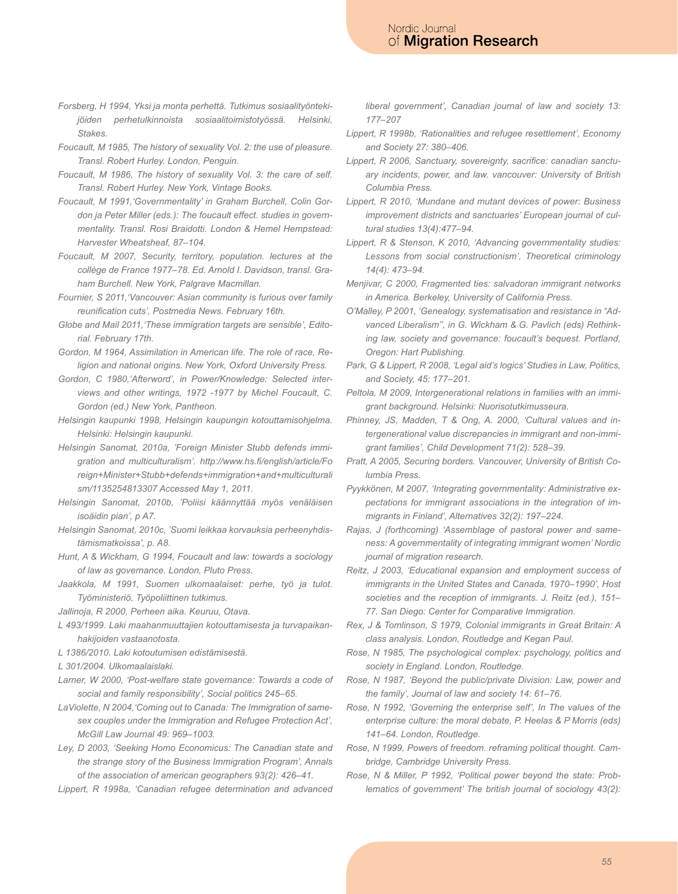*Forsberg, H 1994, Yksi ja monta perhettä. Tutkimus sosiaalityöntekijöiden perhetulkinnoista sosiaalitoimistotyössä. Helsinki, Stakes.*

*Foucault, M 1985, The history of sexuality Vol. 2: the use of pleasure. Transl. Robert Hurley. London, Penguin.*

*Foucault, M 1986, The history of sexuality Vol. 3: the care of self. Transl. Robert Hurley. New York, Vintage Books.*

*Foucault, M 1991,'Governmentality' in Graham Burchell, Colin Gordon ja Peter Miller (eds.): The foucault effect. studies in governmentality. Transl. Rosi Braidotti. London & Hemel Hempstead: Harvester Wheatsheaf, 87–104.*

*Foucault, M 2007, Security, territory, population. lectures at the collège de France 1977–78. Ed. Arnold I. Davidson, transl. Graham Burchell. New York, Palgrave Macmillan.*

*Fournier, S 2011,'Vancouver: Asian community is furious over family reunification cuts', Postmedia News. February 16th.*

*Globe and Mail 2011,'These immigration targets are sensible', Editorial. February 17th.*

*Gordon, M 1964, Assimilation in American life. The role of race, Religion and national origins. New York, Oxford University Press.*

*Gordon, C 1980,'Afterword', in Power/Knowledge: Selected interviews and other writings, 1972 -1977 by Michel Foucault, C. Gordon (ed.) New York, Pantheon.*

*Helsingin kaupunki 1998, Helsingin kaupungin kotouttamisohjelma. Helsinki: Helsingin kaupunki.*

*Helsingin Sanomat, 2010a, 'Foreign Minister Stubb defends immigration and multiculturalism'. http://www.hs.fi/english/article/Foreign+Minister+Stubb+defends+immigration+and+multiculturalism/1135254813307 Accessed May 1, 2011.*

*Helsingin Sanomat, 2010b, 'Poliisi käännyttää myös venäläisen isoäidin pian', p A7.*

*Helsingin Sanomat, 2010c, 'Suomi leikkaa korvauksia perheenyhdistämismatkoissa', p. A8.*

*Hunt, A & Wickham, G 1994, Foucault and law: towards a sociology of law as governance. London, Pluto Press.*

*Jaakkola, M 1991, Suomen ulkomaalaiset: perhe, työ ja tulot. Työministeriö, Työpoliittinen tutkimus.*

*Jallinoja, R 2000, Perheen aika. Keuruu, Otava.*

*L 493/1999. Laki maahanmuuttajien kotouttamisesta ja turvapaikanhakijoiden vastaanotosta.*

*L 1386/2010. Laki kotoutumisen edistämisestä.*

*L 301/2004. Ulkomaalaislaki.*

*Larner, W 2000, 'Post-welfare state governance: Towards a code of social and family responsibility', Social politics 245–65.*

*LaViolette, N 2004,'Coming out to Canada: The Immigration of same-sex couples under the Immigration and Refugee Protection Act', McGill Law Journal 49: 969–1003.*

*Ley, D 2003, 'Seeking Homo Economicus: The Canadian state and the strange story of the Business Immigration Program', Annals of the association of american geographers 93(2): 426–41.*

*Lippert, R 1998a, 'Canadian refugee determination and advanced liberal government', Canadian journal of law and society 13: 177–207*

*Lippert, R 1998b, 'Rationalities and refugee resettlement', Economy and Society 27: 380–406.*

*Lippert, R 2006, Sanctuary, sovereignty, sacrifice: canadian sanctuary incidents, power, and law. vancouver: University of British Columbia Press.*

*Lippert, R 2010, 'Mundane and mutant devices of power: Business improvement districts and sanctuaries' European journal of cultural studies 13(4):477–94.*

*Lippert, R & Stenson, K 2010, 'Advancing governmentality studies: Lessons from social constructionism', Theoretical criminology 14(4): 473–94.*

*Menjivar, C 2000, Fragmented ties: salvadoran immigrant networks in America. Berkeley, University of California Press.*

*O'Malley, P 2001, 'Genealogy, systematisation and resistance in "Advanced Liberalism"', in G. Wickham & G. Pavlich (eds) Rethinking law, society and governance: foucault's bequest. Portland, Oregon: Hart Publishing.*

*Park, G & Lippert, R 2008, 'Legal aid's logics' Studies in Law, Politics, and Society, 45: 177–201.*

*Peltola, M 2009, Intergenerational relations in families with an immigrant background. Helsinki: Nuorisotutkimusseura.*

*Phinney, JS, Madden, T & Ong, A. 2000, 'Cultural values and intergenerational value discrepancies in immigrant and non-immigrant families', Child Development 71(2): 528–39.*

*Pratt, A 2005, Securing borders. Vancouver, University of British Columbia Press.*

*Pyykkönen, M 2007, 'Integrating governmentality: Administrative expectations for immigrant associations in the integration of immigrants in Finland', Alternatives 32(2): 197–224.*

*Rajas, J (forthcoming) 'Assemblage of pastoral power and sameness: A governmentality of integrating immigrant women' Nordic journal of migration research.*

*Reitz, J 2003, 'Educational expansion and employment success of immigrants in the United States and Canada, 1970–1990', Host societies and the reception of immigrants. J. Reitz (ed.), 151–77. San Diego: Center for Comparative Immigration.*

*Rex, J & Tomlinson, S 1979, Colonial immigrants in Great Britain: A class analysis. London, Routledge and Kegan Paul.*

*Rose, N 1985, The psychological complex: psychology, politics and society in England. London, Routledge.*

*Rose, N 1987, 'Beyond the public/private Division: Law, power and the family', Journal of law and society 14: 61–76.*

*Rose, N 1992, 'Governing the enterprise self', In The values of the enterprise culture: the moral debate, P. Heelas & P Morris (eds) 141–64. London, Routledge.*

*Rose, N 1999, Powers of freedom. reframing political thought. Cambridge, Cambridge University Press.*

*Rose, N & Miller, P 1992, 'Political power beyond the state: Problematics of government' The british journal of sociology 43(2):*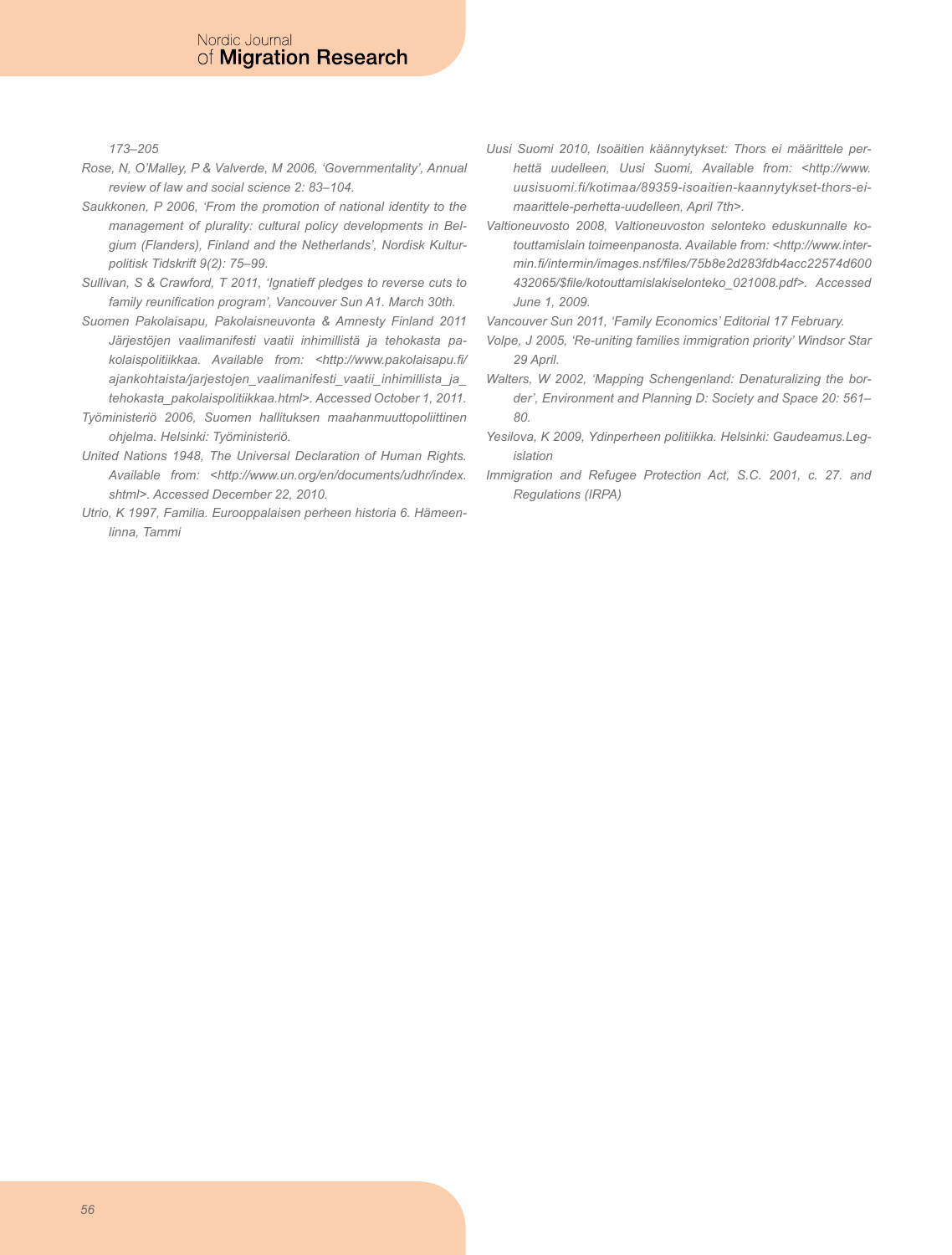*173–205*

*Rose, N, O'Malley, P & Valverde, M 2006, 'Governmentality', Annual review of law and social science 2: 83–104.*

*Saukkonen, P 2006, 'From the promotion of national identity to the management of plurality: cultural policy developments in Belgium (Flanders), Finland and the Netherlands', Nordisk Kulturpolitisk Tidskrift 9(2): 75–99.*

*Sullivan, S & Crawford, T 2011, 'Ignatieff pledges to reverse cuts to family reunification program', Vancouver Sun A1. March 30th.*

*Suomen Pakolaisapu, Pakolaisneuvonta & Amnesty Finland 2011 Järjestöjen vaalimanifesti vaatii inhimillistä ja tehokasta pakolaispolitiikkaa. Available from: <http://www.pakolaisapu.fi/ajankohtaista/jarjestojen_vaalimanifesti_vaatii_inhimillista_ja_tehokasta_pakolaispolitiikkaa.html>. Accessed October 1, 2011.*

*Työministeriö 2006, Suomen hallituksen maahanmuuttopoliittinen ohjelma. Helsinki: Työministeriö.*

*United Nations 1948, The Universal Declaration of Human Rights. Available from: <http://www.un.org/en/documents/udhr/index.shtml>. Accessed December 22, 2010.*

*Utrio, K 1997, Familia. Eurooppalaisen perheen historia 6. Hämeenlinna, Tammi*

*Uusi Suomi 2010, Isoäitien käännytykset: Thors ei määrittele perhettä uudelleen, Uusi Suomi, Available from: <http://www.uusisuomi.fi/kotimaa/89359-isoaitien-kaannytykset-thors-ei-maarittele-perhetta-uudelleen, April 7th>.*

*Valtioneuvosto 2008, Valtioneuvoston selonteko eduskunnalle kotouttamislain toimeenpanosta. Available from: <http://www.intermin.fi/intermin/images.nsf/files/75b8e2d283fdb4acc22574d600432065/$file/kotouttamislakiselonteko_021008.pdf>. Accessed June 1, 2009.*

*Vancouver Sun 2011, 'Family Economics' Editorial 17 February.*

*Volpe, J 2005, 'Re-uniting families immigration priority' Windsor Star 29 April.*

*Walters, W 2002, 'Mapping Schengenland: Denaturalizing the border', Environment and Planning D: Society and Space 20: 561–80.*

*Yesilova, K 2009, Ydinperheen politiikka. Helsinki: Gaudeamus.Legislation*

*Immigration and Refugee Protection Act, S.C. 2001, c. 27. and Regulations (IRPA)*